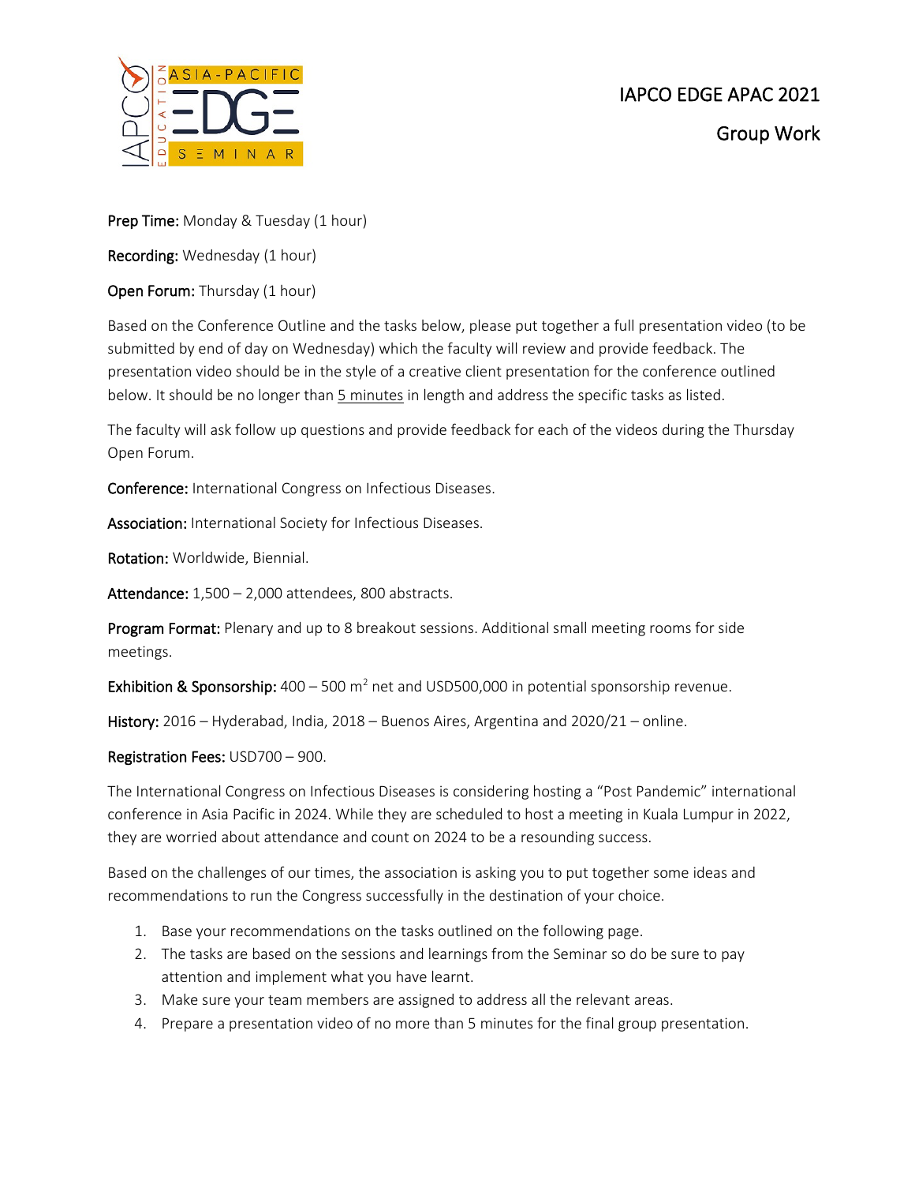# IAPCO EDGE APAC 2021

## Group Work

**Prep Time:** Monday & Tuesday (1 hour)

**Recording:** Wednesday (1 hour)

**Open Forum:** Thursday (1 hour)

Based on the Conference Outline and the tasks below, please put together a full presentation video (to be submitted by end of day on Wednesday) which the faculty will review and provide feedback. The presentation video should be in the style of a creative client presentation for the conference outlined below. It should be no longer than <u>5 minutes</u> in length and address the specific tasks as listed.

The faculty will ask follow up questions and provide feedback for each of the videos during the Thursday Open Forum.

**Conference:** International Congress on Infectious Diseases.

**Association:** International Society for Infectious Diseases.

**Rotation:** Worldwide, Biennial.

**Attendance:** 1,500 – 2,000 attendees, 800 abstracts.

**Program Format:** Plenary and up to 8 breakout sessions. Additional small meeting rooms for side meetings.

**Exhibition & Sponsorship:** 400 – 500 m$^2$ net and USD500,000 in potential sponsorship revenue.

**History:** 2016 – Hyderabad, India, 2018 – Buenos Aires, Argentina and 2020/21 – online.

**Registration Fees:** USD700 – 900.

The International Congress on Infectious Diseases is considering hosting a "Post Pandemic" international conference in Asia Pacific in 2024. While they are scheduled to host a meeting in Kuala Lumpur in 2022, they are worried about attendance and count on 2024 to be a resounding success.

Based on the challenges of our times, the association is asking you to put together some ideas and recommendations to run the Congress successfully in the destination of your choice.

1. Base your recommendations on the tasks outlined on the following page.
2. The tasks are based on the sessions and learnings from the Seminar so do be sure to pay attention and implement what you have learnt.
3. Make sure your team members are assigned to address all the relevant areas.
4. Prepare a presentation video of no more than 5 minutes for the final group presentation.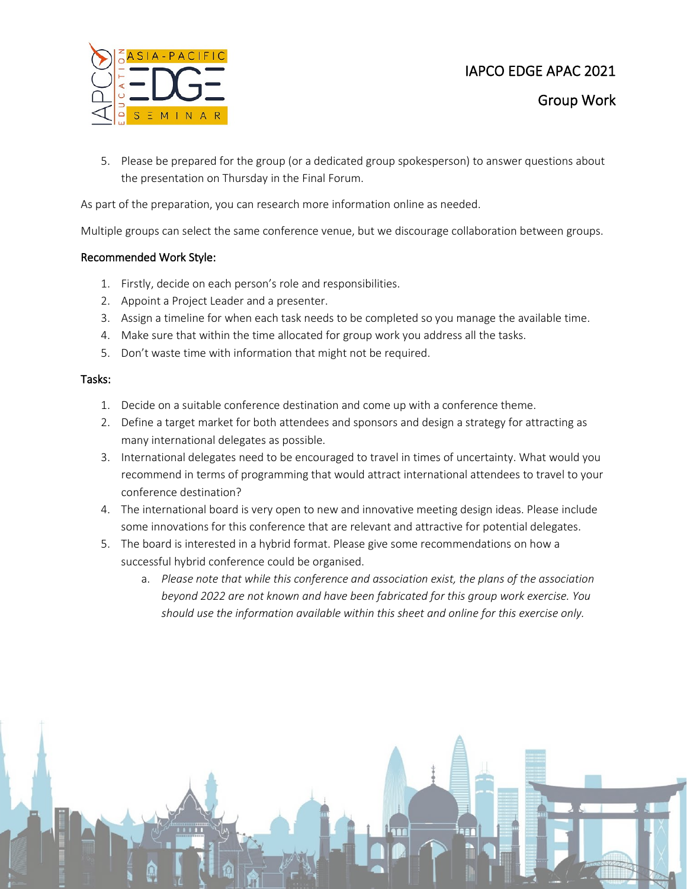5. Please be prepared for the group (or a dedicated group spokesperson) to answer questions about the presentation on Thursday in the Final Forum.

As part of the preparation, you can research more information online as needed.

Multiple groups can select the same conference venue, but we discourage collaboration between groups.

### Recommended Work Style:

1. Firstly, decide on each person's role and responsibilities.
2. Appoint a Project Leader and a presenter.
3. Assign a timeline for when each task needs to be completed so you manage the available time.
4. Make sure that within the time allocated for group work you address all the tasks.
5. Don't waste time with information that might not be required.

### Tasks:

1. Decide on a suitable conference destination and come up with a conference theme.
2. Define a target market for both attendees and sponsors and design a strategy for attracting as many international delegates as possible.
3. International delegates need to be encouraged to travel in times of uncertainty. What would you recommend in terms of programming that would attract international attendees to travel to your conference destination?
4. The international board is very open to new and innovative meeting design ideas. Please include some innovations for this conference that are relevant and attractive for potential delegates.
5. The board is interested in a hybrid format. Please give some recommendations on how a successful hybrid conference could be organised.
    a. *Please note that while this conference and association exist, the plans of the association beyond 2022 are not known and have been fabricated for this group work exercise. You should use the information available within this sheet and online for this exercise only.*